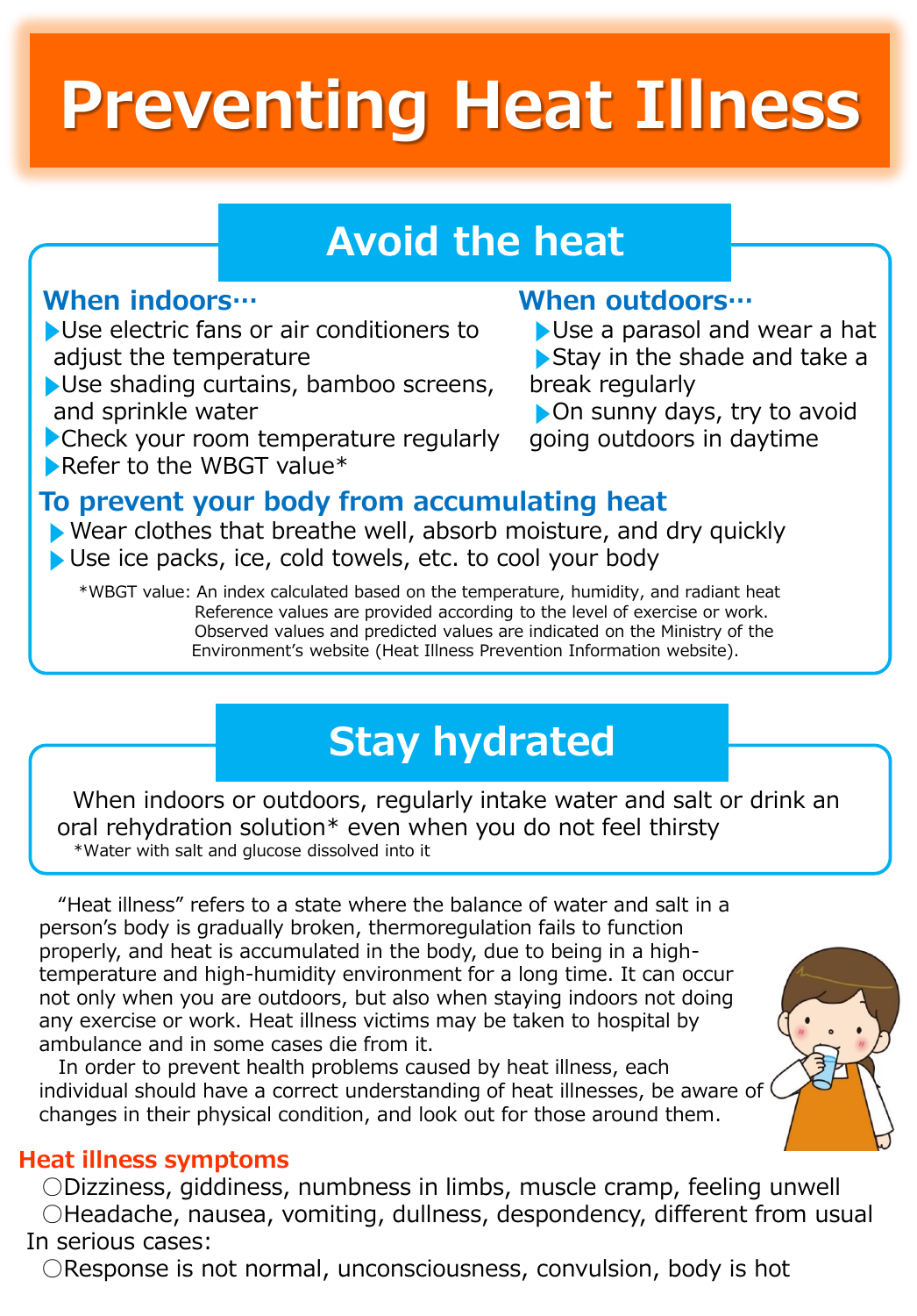# Preventing Heat Illness

## Avoid the heat

### When indoors…

- Use electric fans or air conditioners to adjust the temperature
- Use shading curtains, bamboo screens, and sprinkle water
- Check your room temperature regularly
- Refer to the WBGT value*

### When outdoors…

- Use a parasol and wear a hat
- Stay in the shade and take a break regularly
- On sunny days, try to avoid going outdoors in daytime

### To prevent your body from accumulating heat

- Wear clothes that breathe well, absorb moisture, and dry quickly
- Use ice packs, ice, cold towels, etc. to cool your body

*WBGT value: An index calculated based on the temperature, humidity, and radiant heat Reference values are provided according to the level of exercise or work. Observed values and predicted values are indicated on the Ministry of the Environment's website (Heat Illness Prevention Information website).

## Stay hydrated

When indoors or outdoors, regularly intake water and salt or drink an oral rehydration solution* even when you do not feel thirsty

*Water with salt and glucose dissolved into it

"Heat illness" refers to a state where the balance of water and salt in a person's body is gradually broken, thermoregulation fails to function properly, and heat is accumulated in the body, due to being in a high-temperature and high-humidity environment for a long time. It can occur not only when you are outdoors, but also when staying indoors not doing any exercise or work. Heat illness victims may be taken to hospital by ambulance and in some cases die from it.

In order to prevent health problems caused by heat illness, each individual should have a correct understanding of heat illnesses, be aware of changes in their physical condition, and look out for those around them.

### Heat illness symptoms

○Dizziness, giddiness, numbness in limbs, muscle cramp, feeling unwell

○Headache, nausea, vomiting, dullness, despondency, different from usual

In serious cases:

○Response is not normal, unconsciousness, convulsion, body is hot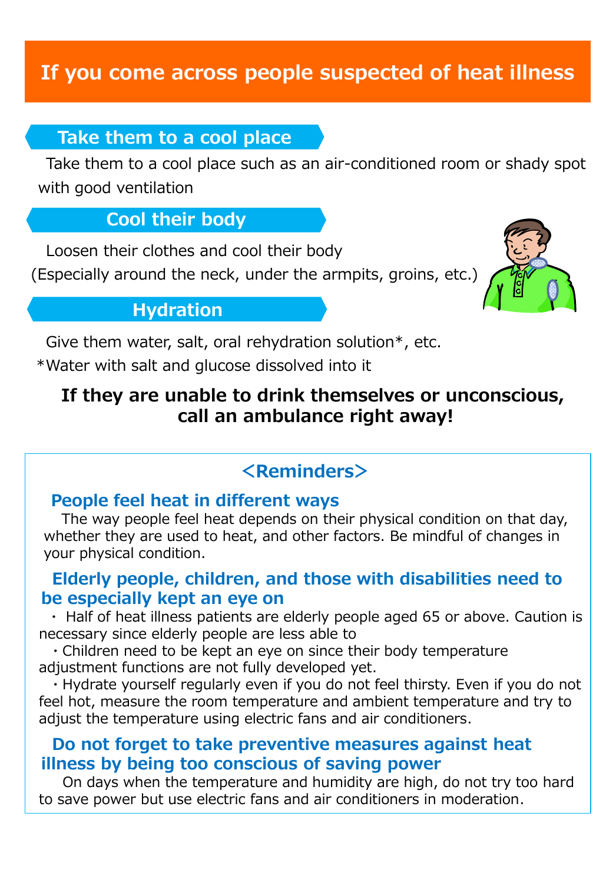# If you come across people suspected of heat illness

## Take them to a cool place

Take them to a cool place such as an air-conditioned room or shady spot with good ventilation

## Cool their body

Loosen their clothes and cool their body
(Especially around the neck, under the armpits, groins, etc.)

## Hydration

Give them water, salt, oral rehydration solution*, etc.
*Water with salt and glucose dissolved into it

**If they are unable to drink themselves or unconscious, call an ambulance right away!**

## <Reminders>

### People feel heat in different ways

The way people feel heat depends on their physical condition on that day, whether they are used to heat, and other factors. Be mindful of changes in your physical condition.

### Elderly people, children, and those with disabilities need to be especially kept an eye on

・ Half of heat illness patients are elderly people aged 65 or above. Caution is necessary since elderly people are less able to

・Children need to be kept an eye on since their body temperature adjustment functions are not fully developed yet.

・Hydrate yourself regularly even if you do not feel thirsty. Even if you do not feel hot, measure the room temperature and ambient temperature and try to adjust the temperature using electric fans and air conditioners.

### Do not forget to take preventive measures against heat illness by being too conscious of saving power

On days when the temperature and humidity are high, do not try too hard to save power but use electric fans and air conditioners in moderation.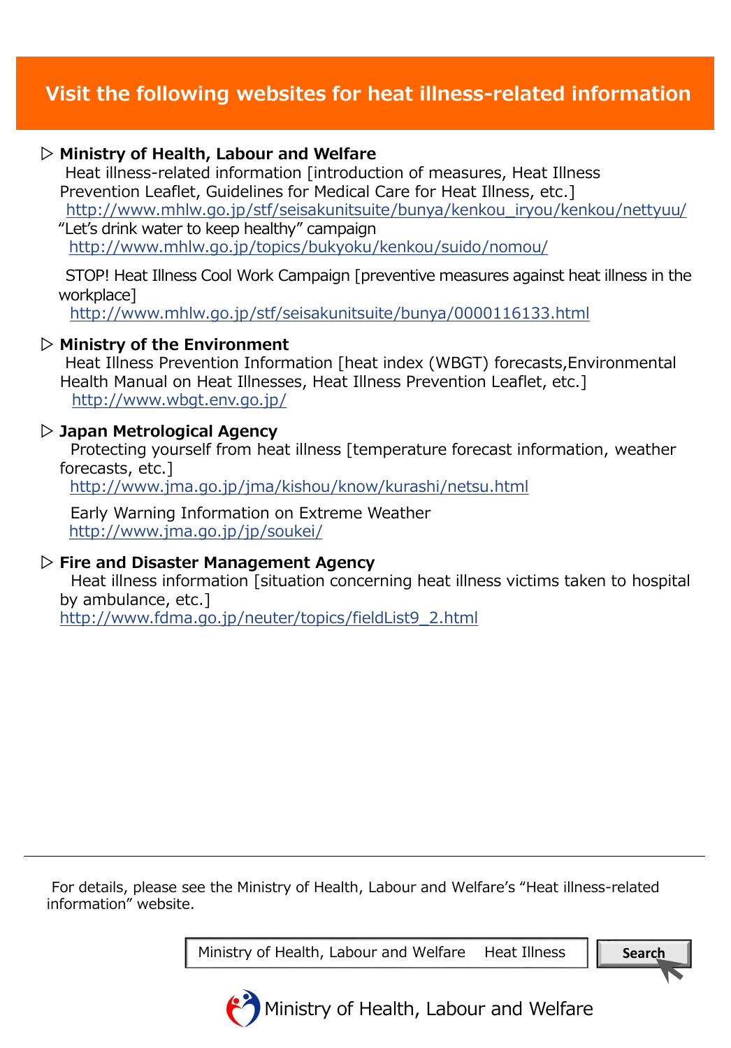## Visit the following websites for heat illness-related information

▷ **Ministry of Health, Labour and Welfare**

Heat illness-related information [introduction of measures, Heat Illness Prevention Leaflet, Guidelines for Medical Care for Heat Illness, etc.]
http://www.mhlw.go.jp/stf/seisakunitsuite/bunya/kenkou_iryou/kenkou/nettyuu/

"Let's drink water to keep healthy" campaign
http://www.mhlw.go.jp/topics/bukyoku/kenkou/suido/nomou/

STOP! Heat Illness Cool Work Campaign [preventive measures against heat illness in the workplace]
http://www.mhlw.go.jp/stf/seisakunitsuite/bunya/0000116133.html

▷ **Ministry of the Environment**

Heat Illness Prevention Information [heat index (WBGT) forecasts,Environmental Health Manual on Heat Illnesses, Heat Illness Prevention Leaflet, etc.]
http://www.wbgt.env.go.jp/

▷ **Japan Metrological Agency**

Protecting yourself from heat illness [temperature forecast information, weather forecasts, etc.]
http://www.jma.go.jp/jma/kishou/know/kurashi/netsu.html

Early Warning Information on Extreme Weather
http://www.jma.go.jp/jp/soukei/

▷ **Fire and Disaster Management Agency**

Heat illness information [situation concerning heat illness victims taken to hospital by ambulance, etc.]
http://www.fdma.go.jp/neuter/topics/fieldList9_2.html

---

For details, please see the Ministry of Health, Labour and Welfare's "Heat illness-related information" website.

Ministry of Health, Labour and Welfare Heat Illness | **Search**

Ministry of Health, Labour and Welfare